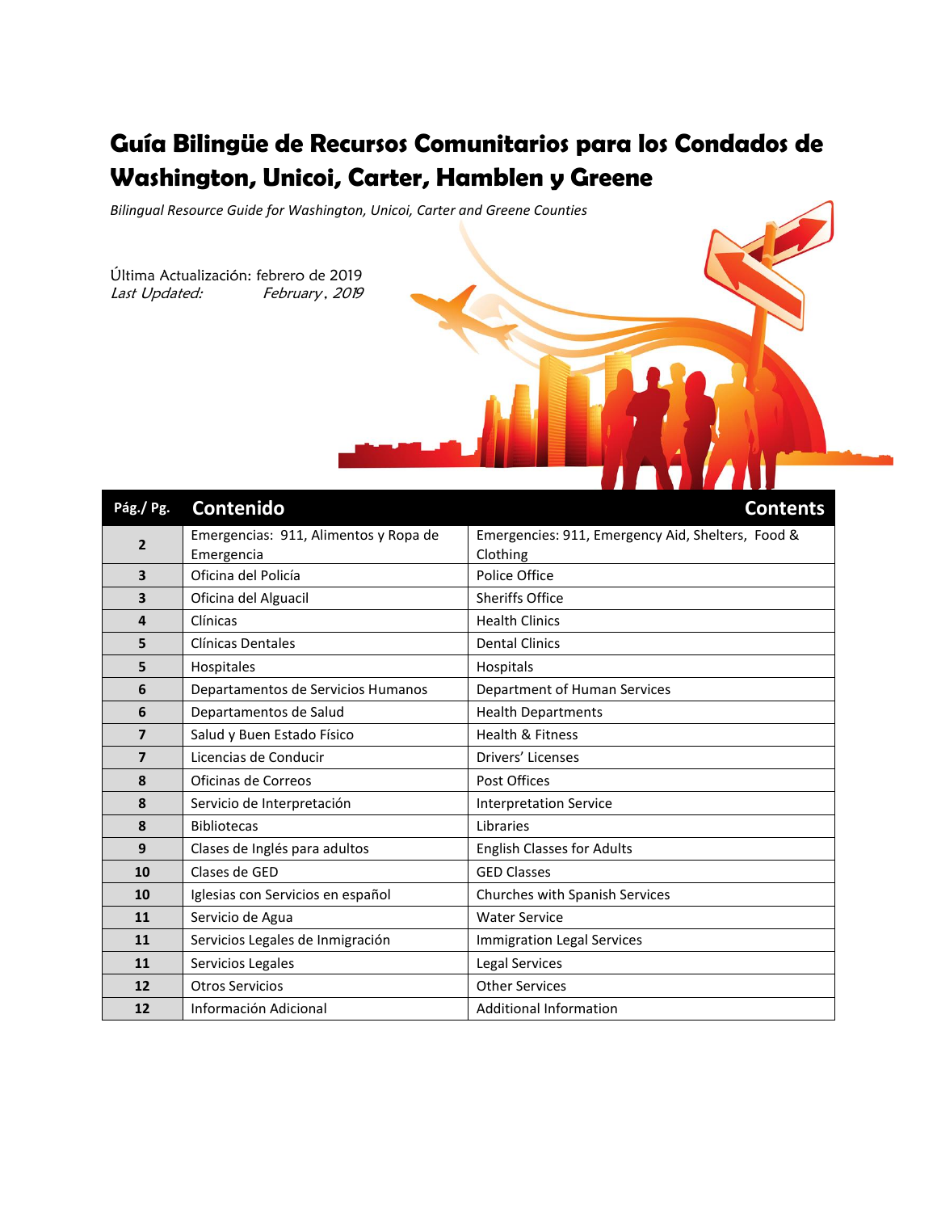# Guía Bilingüe de Recursos Comunitarios para los Condados de Washington, Unicoi, Carter, Hamblen y Greene

*Bilingual Resource Guide for Washington, Unicoi, Carter and Greene Counties*

Última Actualización: febrero de 2019
*Last Updated: February, 2019*

| Pág./ Pg. | Contenido | Contents |
|---|---|---|
| 2 | Emergencias: 911, Alimentos y Ropa de Emergencia | Emergencies: 911, Emergency Aid, Shelters, Food & Clothing |
| 3 | Oficina del Policía | Police Office |
| 3 | Oficina del Alguacil | Sheriffs Office |
| 4 | Clínicas | Health Clinics |
| 5 | Clínicas Dentales | Dental Clinics |
| 5 | Hospitales | Hospitals |
| 6 | Departamentos de Servicios Humanos | Department of Human Services |
| 6 | Departamentos de Salud | Health Departments |
| 7 | Salud y Buen Estado Físico | Health & Fitness |
| 7 | Licencias de Conducir | Drivers' Licenses |
| 8 | Oficinas de Correos | Post Offices |
| 8 | Servicio de Interpretación | Interpretation Service |
| 8 | Bibliotecas | Libraries |
| 9 | Clases de Inglés para adultos | English Classes for Adults |
| 10 | Clases de GED | GED Classes |
| 10 | Iglesias con Servicios en español | Churches with Spanish Services |
| 11 | Servicio de Agua | Water Service |
| 11 | Servicios Legales de Inmigración | Immigration Legal Services |
| 11 | Servicios Legales | Legal Services |
| 12 | Otros Servicios | Other Services |
| 12 | Información Adicional | Additional Information |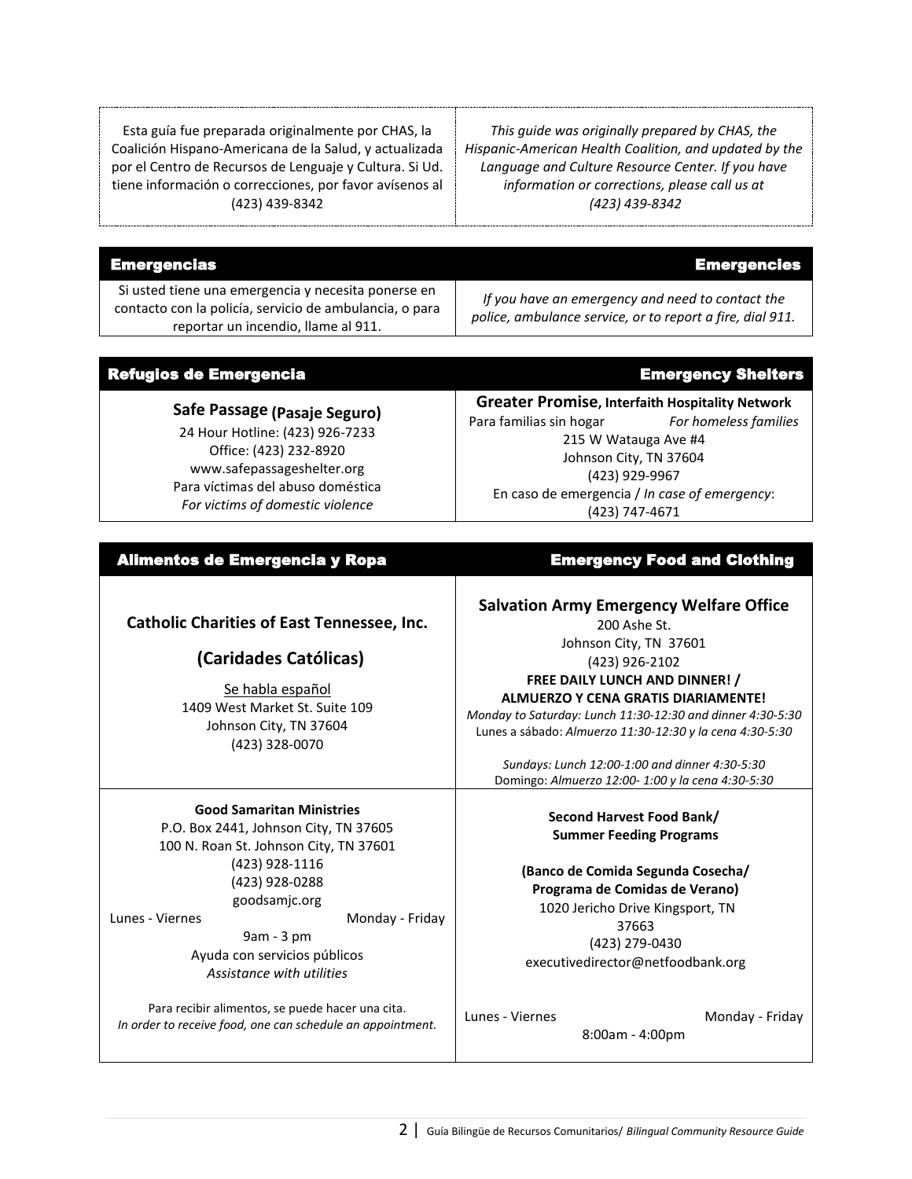| Esta guía fue preparada originalmente por CHAS, la Coalición Hispano-Americana de la Salud, y actualizada por el Centro de Recursos de Lenguaje y Cultura. Si Ud. tiene información o correcciones, por favor avísenos al (423) 439-8342 | *This guide was originally prepared by CHAS, the Hispanic-American Health Coalition, and updated by the Language and Culture Resource Center. If you have information or corrections, please call us at (423) 439-8342* |
|---|---|

| **Emergencias** | **Emergencies** |
|---|---|
| Si usted tiene una emergencia y necesita ponerse en contacto con la policía, servicio de ambulancia, o para reportar un incendio, llame al 911. | *If you have an emergency and need to contact the police, ambulance service, or to report a fire, dial 911.* |

| **Refugios de Emergencia** | **Emergency Shelters** |
|---|---|
| **Safe Passage (Pasaje Seguro)**<br>24 Hour Hotline: (423) 926-7233<br>Office: (423) 232-8920<br>www.safepassageshelter.org<br>Para víctimas del abuso doméstica<br>*For victims of domestic violence* | **Greater Promise, Interfaith Hospitality Network**<br>Para familias sin hogar *For homeless families*<br>215 W Watauga Ave #4<br>Johnson City, TN 37604<br>(423) 929-9967<br>En caso de emergencia / *In case of emergency*:<br>(423) 747-4671 |

| **Alimentos de Emergencia y Ropa** | **Emergency Food and Clothing** |
|---|---|
| **Catholic Charities of East Tennessee, Inc.**<br>**(Caridades Católicas)**<br>Se habla español<br>1409 West Market St. Suite 109<br>Johnson City, TN 37604<br>(423) 328-0070 | **Salvation Army Emergency Welfare Office**<br>200 Ashe St.<br>Johnson City, TN 37601<br>(423) 926-2102<br>**FREE DAILY LUNCH AND DINNER! / ALMUERZO Y CENA GRATIS DIARIAMENTE!**<br>*Monday to Saturday: Lunch 11:30-12:30 and dinner 4:30-5:30*<br>Lunes a sábado: *Almuerzo 11:30-12:30 y la cena 4:30-5:30*<br>*Sundays: Lunch 12:00-1:00 and dinner 4:30-5:30*<br>Domingo: *Almuerzo 12:00- 1:00 y la cena 4:30-5:30* |
| **Good Samaritan Ministries**<br>P.O. Box 2441, Johnson City, TN 37605<br>100 N. Roan St. Johnson City, TN 37601<br>(423) 928-1116<br>(423) 928-0288<br>goodsamjc.org<br>Lunes - Viernes Monday - Friday<br>9am - 3 pm<br>Ayuda con servicios públicos<br>*Assistance with utilities*<br>Para recibir alimentos, se puede hacer una cita.<br>*In order to receive food, one can schedule an appointment.* | **Second Harvest Food Bank/ Summer Feeding Programs**<br>**(Banco de Comida Segunda Cosecha/ Programa de Comidas de Verano)**<br>1020 Jericho Drive Kingsport, TN 37663<br>(423) 279-0430<br>executivedirector@netfoodbank.org<br>Lunes - Viernes Monday - Friday<br>8:00am - 4:00pm |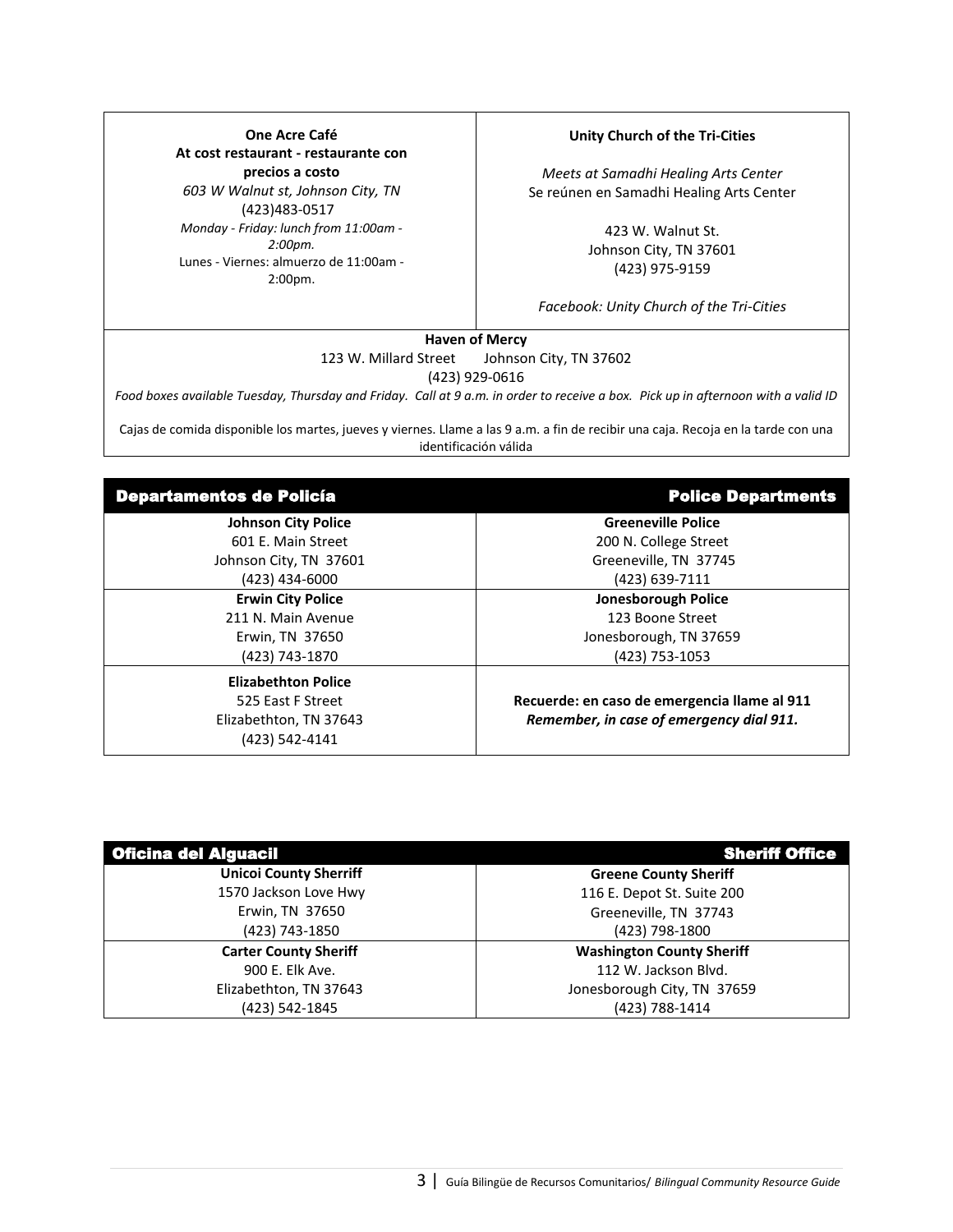| **One Acre Café**<br>**At cost restaurant - restaurante con precios a costo**<br>*603 W Walnut st, Johnson City, TN*<br>(423)483-0517<br>*Monday - Friday: lunch from 11:00am - 2:00pm.*<br>Lunes - Viernes: almuerzo de 11:00am - 2:00pm. | **Unity Church of the Tri-Cities**<br><br>*Meets at Samadhi Healing Arts Center*<br>Se reúnen en Samadhi Healing Arts Center<br><br>423 W. Walnut St.<br>Johnson City, TN 37601<br>(423) 975-9159<br><br>*Facebook: Unity Church of the Tri-Cities* |
|---|---|

**Haven of Mercy**
123 W. Millard Street  Johnson City, TN 37602
(423) 929-0616

*Food boxes available Tuesday, Thursday and Friday. Call at 9 a.m. in order to receive a box. Pick up in afternoon with a valid ID*

Cajas de comida disponible los martes, jueves y viernes. Llame a las 9 a.m. a fin de recibir una caja. Recoja en la tarde con una identificación válida

## Departamentos de Policía / Police Departments

| **Johnson City Police**<br>601 E. Main Street<br>Johnson City, TN 37601<br>(423) 434-6000 | **Greeneville Police**<br>200 N. College Street<br>Greeneville, TN 37745<br>(423) 639-7111 |
|---|---|
| **Erwin City Police**<br>211 N. Main Avenue<br>Erwin, TN 37650<br>(423) 743-1870 | **Jonesborough Police**<br>123 Boone Street<br>Jonesborough, TN 37659<br>(423) 753-1053 |
| **Elizabethton Police**<br>525 East F Street<br>Elizabethton, TN 37643<br>(423) 542-4141 | **Recuerde: en caso de emergencia llame al 911**<br>***Remember, in case of emergency dial 911.*** |

## Oficina del Alguacil / Sheriff Office

| **Unicoi County Sherriff**<br>1570 Jackson Love Hwy<br>Erwin, TN 37650<br>(423) 743-1850 | **Greene County Sheriff**<br>116 E. Depot St. Suite 200<br>Greeneville, TN 37743<br>(423) 798-1800 |
|---|---|
| **Carter County Sheriff**<br>900 E. Elk Ave.<br>Elizabethton, TN 37643<br>(423) 542-1845 | **Washington County Sheriff**<br>112 W. Jackson Blvd.<br>Jonesborough City, TN 37659<br>(423) 788-1414 |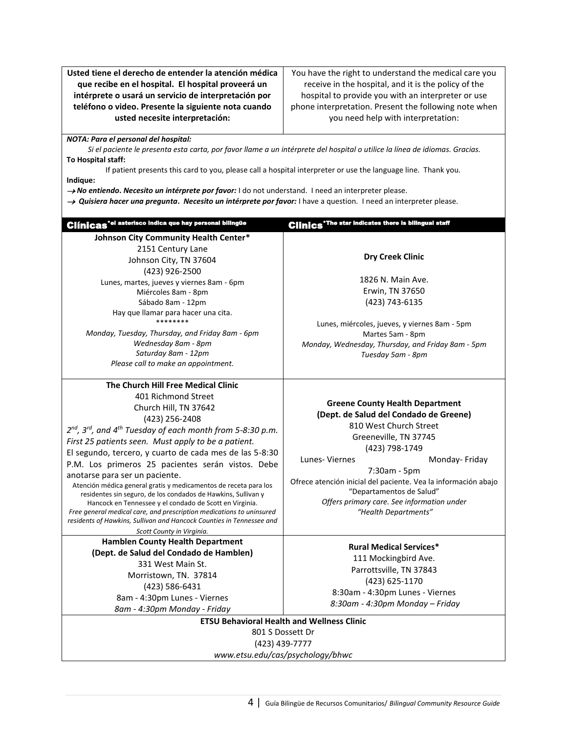| **Usted tiene el derecho de entender la atención médica que recibe en el hospital. El hospital proveerá un intérprete o usará un servicio de interpretación por teléfono o video. Presente la siguiente nota cuando usted necesite interpretación:** | You have the right to understand the medical care you receive in the hospital, and it is the policy of the hospital to provide you with an interpreter or use phone interpretation. Present the following note when you need help with interpretation: |
|---|---|

***NOTA: Para el personal del hospital:***

*Si el paciente le presenta esta carta, por favor llame a un intérprete del hospital o utilice la línea de idiomas. Gracias.*

**To Hospital staff:**

If patient presents this card to you, please call a hospital interpreter or use the language line. Thank you.

**Indique:**

→ ***No entiendo. Necesito un intérprete por favor:*** I do not understand. I need an interpreter please.

→ ***Quisiera hacer una pregunta. Necesito un intérprete por favor:*** I have a question. I need an interpreter please.

| **Clínicas** *el asterisco indica que hay personal bilingüe | **Clinics** *The star indicates there is bilingual staff |
|---|---|
| **Johnson City Community Health Center***<br>2151 Century Lane<br>Johnson City, TN 37604<br>(423) 926-2500<br>Lunes, martes, jueves y viernes 8am - 6pm<br>Miércoles 8am - 8pm<br>Sábado 8am - 12pm<br>Hay que llamar para hacer una cita.<br>********<br>*Monday, Tuesday, Thursday, and Friday 8am - 6pm*<br>*Wednesday 8am - 8pm*<br>*Saturday 8am - 12pm*<br>*Please call to make an appointment.* | **Dry Creek Clinic**<br>1826 N. Main Ave.<br>Erwin, TN 37650<br>(423) 743-6135<br>Lunes, miércoles, jueves, y viernes 8am - 5pm<br>Martes 5am - 8pm<br>*Monday, Wednesday, Thursday, and Friday 8am - 5pm*<br>*Tuesday 5am - 8pm* |
| **The Church Hill Free Medical Clinic**<br>401 Richmond Street<br>Church Hill, TN 37642<br>(423) 256-2408<br>*2nd, 3rd, and 4th Tuesday of each month from 5-8:30 p.m. First 25 patients seen. Must apply to be a patient.*<br>El segundo, tercero, y cuarto de cada mes de las 5-8:30 P.M. Los primeros 25 pacientes serán vistos. Debe anotarse para ser un paciente.<br>Atención médica general gratis y medicamentos de receta para los residentes sin seguro, de los condados de Hawkins, Sullivan y Hancock en Tennessee y el condado de Scott en Virginia.<br>*Free general medical care, and prescription medications to uninsured residents of Hawkins, Sullivan and Hancock Counties in Tennessee and Scott County in Virginia.* | **Greene County Health Department**<br>**(Dept. de Salud del Condado de Greene)**<br>810 West Church Street<br>Greeneville, TN 37745<br>(423) 798-1749<br>Lunes- Viernes Monday- Friday<br>7:30am - 5pm<br>Ofrece atención inicial del paciente. Vea la información abajo "Departamentos de Salud"<br>*Offers primary care. See information under "Health Departments"* |
| **Hamblen County Health Department**<br>**(Dept. de Salud del Condado de Hamblen)**<br>331 West Main St.<br>Morristown, TN. 37814<br>(423) 586-6431<br>8am - 4:30pm Lunes - Viernes<br>*8am - 4:30pm Monday - Friday* | **Rural Medical Services***<br>111 Mockingbird Ave.<br>Parrottsville, TN 37843<br>(423) 625-1170<br>8:30am - 4:30pm Lunes - Viernes<br>*8:30am - 4:30pm Monday – Friday* |
| **ETSU Behavioral Health and Wellness Clinic**<br>801 S Dossett Dr<br>(423) 439-7777<br>*www.etsu.edu/cas/psychology/bhwc* | |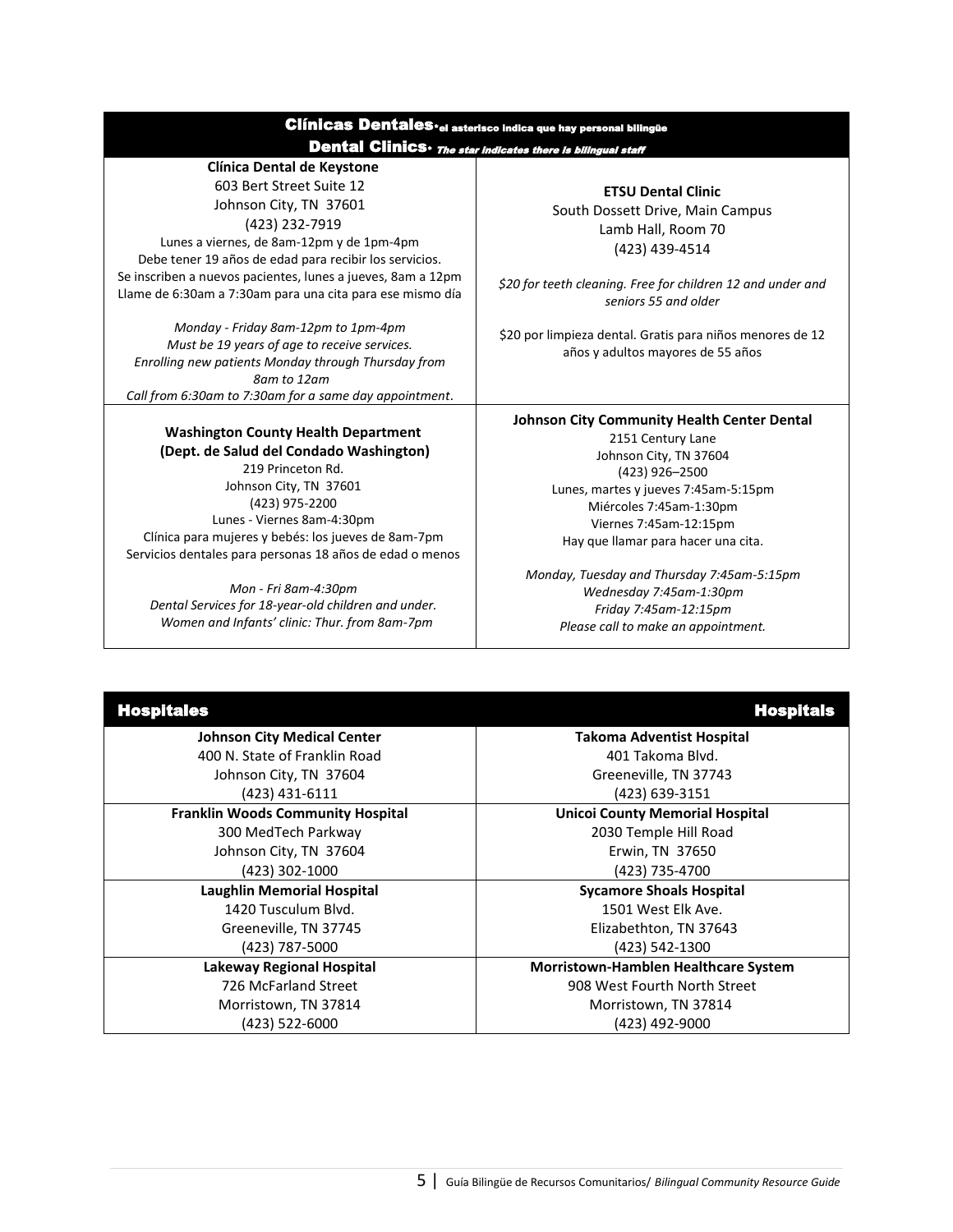## Clínicas Dentales* el asterisco indica que hay personal bilingüe
## Dental Clinics* *The star indicates there is bilingual staff*

**Clínica Dental de Keystone**
603 Bert Street Suite 12
Johnson City, TN 37601
(423) 232-7919
Lunes a viernes, de 8am-12pm y de 1pm-4pm
Debe tener 19 años de edad para recibir los servicios.
Se inscriben a nuevos pacientes, lunes a jueves, 8am a 12pm
Llame de 6:30am a 7:30am para una cita para ese mismo día

*Monday - Friday 8am-12pm to 1pm-4pm*
*Must be 19 years of age to receive services.*
*Enrolling new patients Monday through Thursday from 8am to 12am*
*Call from 6:30am to 7:30am for a same day appointment*.

**ETSU Dental Clinic**
South Dossett Drive, Main Campus
Lamb Hall, Room 70
(423) 439-4514

*$20 for teeth cleaning. Free for children 12 and under and seniors 55 and older*

$20 por limpieza dental. Gratis para niños menores de 12 años y adultos mayores de 55 años

**Washington County Health Department**
**(Dept. de Salud del Condado Washington)**
219 Princeton Rd.
Johnson City, TN 37601
(423) 975-2200
Lunes - Viernes 8am-4:30pm
Clínica para mujeres y bebés: los jueves de 8am-7pm
Servicios dentales para personas 18 años de edad o menos

*Mon - Fri 8am-4:30pm*
*Dental Services for 18-year-old children and under.*
*Women and Infants' clinic: Thur. from 8am-7pm*

**Johnson City Community Health Center Dental**
2151 Century Lane
Johnson City, TN 37604
(423) 926–2500
Lunes, martes y jueves 7:45am-5:15pm
Miércoles 7:45am-1:30pm
Viernes 7:45am-12:15pm
Hay que llamar para hacer una cita.

*Monday, Tuesday and Thursday 7:45am-5:15pm*
*Wednesday 7:45am-1:30pm*
*Friday 7:45am-12:15pm*
*Please call to make an appointment.*

## Hospitales / Hospitals

| | |
|---|---|
| **Johnson City Medical Center**<br>400 N. State of Franklin Road<br>Johnson City, TN 37604<br>(423) 431-6111 | **Takoma Adventist Hospital**<br>401 Takoma Blvd.<br>Greeneville, TN 37743<br>(423) 639-3151 |
| **Franklin Woods Community Hospital**<br>300 MedTech Parkway<br>Johnson City, TN 37604<br>(423) 302-1000 | **Unicoi County Memorial Hospital**<br>2030 Temple Hill Road<br>Erwin, TN 37650<br>(423) 735-4700 |
| **Laughlin Memorial Hospital**<br>1420 Tusculum Blvd.<br>Greeneville, TN 37745<br>(423) 787-5000 | **Sycamore Shoals Hospital**<br>1501 West Elk Ave.<br>Elizabethton, TN 37643<br>(423) 542-1300 |
| **Lakeway Regional Hospital**<br>726 McFarland Street<br>Morristown, TN 37814<br>(423) 522-6000 | **Morristown-Hamblen Healthcare System**<br>908 West Fourth North Street<br>Morristown, TN 37814<br>(423) 492-9000 |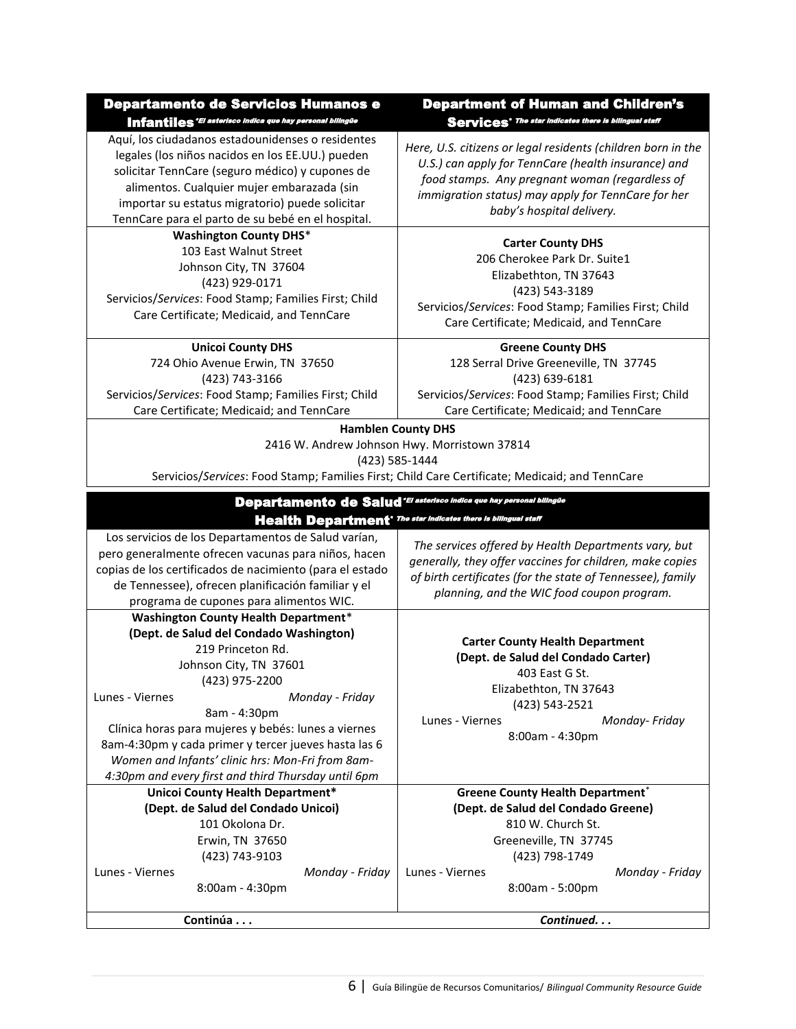| Departamento de Servicios Humanos e Infantiles *El asterisco indica que hay personal bilingüe | Department of Human and Children's Services* *The star indicates there is bilingual staff* |
|---|---|
| Aquí, los ciudadanos estadounidenses o residentes legales (los niños nacidos en los EE.UU.) pueden solicitar TennCare (seguro médico) y cupones de alimentos. Cualquier mujer embarazada (sin importar su estatus migratorio) puede solicitar TennCare para el parto de su bebé en el hospital. | *Here, U.S. citizens or legal residents (children born in the U.S.) can apply for TennCare (health insurance) and food stamps. Any pregnant woman (regardless of immigration status) may apply for TennCare for her baby's hospital delivery.* |
| **Washington County DHS**\*<br>103 East Walnut Street<br>Johnson City, TN 37604<br>(423) 929-0171<br>Servicios/*Services*: Food Stamp; Families First; Child Care Certificate; Medicaid, and TennCare | **Carter County DHS**<br>206 Cherokee Park Dr. Suite1<br>Elizabethton, TN 37643<br>(423) 543-3189<br>Servicios/*Services*: Food Stamp; Families First; Child Care Certificate; Medicaid, and TennCare |
| **Unicoi County DHS**<br>724 Ohio Avenue Erwin, TN 37650<br>(423) 743-3166<br>Servicios/*Services*: Food Stamp; Families First; Child Care Certificate; Medicaid; and TennCare | **Greene County DHS**<br>128 Serral Drive Greeneville, TN 37745<br>(423) 639-6181<br>Servicios/*Services*: Food Stamp; Families First; Child Care Certificate; Medicaid; and TennCare |
| **Hamblen County DHS**<br>2416 W. Andrew Johnson Hwy. Morristown 37814<br>(423) 585-1444<br>Servicios/*Services*: Food Stamp; Families First; Child Care Certificate; Medicaid; and TennCare | |

| Departamento de Salud *El asterisco indica que hay personal bilingüe* Health Department* *The star indicates there is bilingual staff* | |
|---|---|
| Los servicios de los Departamentos de Salud varían, pero generalmente ofrecen vacunas para niños, hacen copias de los certificados de nacimiento (para el estado de Tennessee), ofrecen planificación familiar y el programa de cupones para alimentos WIC. | *The services offered by Health Departments vary, but generally, they offer vaccines for children, make copies of birth certificates (for the state of Tennessee), family planning, and the WIC food coupon program.* |
| **Washington County Health Department**\*<br>**(Dept. de Salud del Condado Washington)**<br>219 Princeton Rd.<br>Johnson City, TN 37601<br>(423) 975-2200<br>Lunes - Viernes *Monday - Friday*<br>8am - 4:30pm<br>Clínica horas para mujeres y bebés: lunes a viernes 8am-4:30pm y cada primer y tercer jueves hasta las 6<br>*Women and Infants' clinic hrs: Mon-Fri from 8am-4:30pm and every first and third Thursday until 6pm* | **Carter County Health Department**<br>**(Dept. de Salud del Condado Carter)**<br>403 East G St.<br>Elizabethton, TN 37643<br>(423) 543-2521<br>Lunes - Viernes *Monday- Friday*<br>8:00am - 4:30pm |
| **Unicoi County Health Department\***<br>**(Dept. de Salud del Condado Unicoi)**<br>101 Okolona Dr.<br>Erwin, TN 37650<br>(423) 743-9103<br>Lunes - Viernes *Monday - Friday*<br>8:00am - 4:30pm | **Greene County Health Department**\*<br>**(Dept. de Salud del Condado Greene)**<br>810 W. Church St.<br>Greeneville, TN 37745<br>(423) 798-1749<br>Lunes - Viernes *Monday - Friday*<br>8:00am - 5:00pm |
| **Continúa . . .** | ***Continued. . .*** |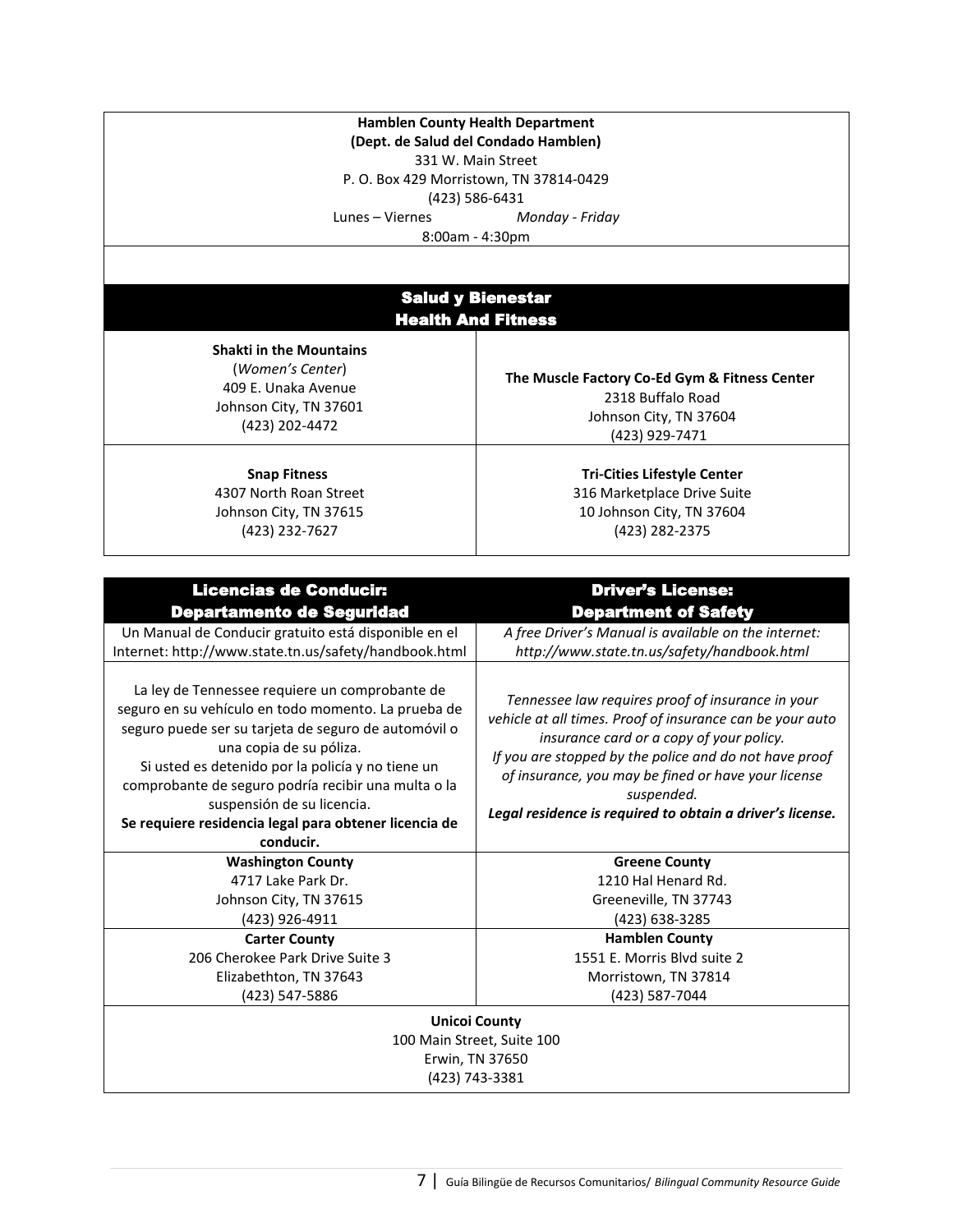**Hamblen County Health Department**
**(Dept. de Salud del Condado Hamblen)**
331 W. Main Street
P. O. Box 429 Morristown, TN 37814-0429
(423) 586-6431
Lunes – Viernes *Monday - Friday*
8:00am - 4:30pm

## Salud y Bienestar / Health And Fitness

| | |
|---|---|
| **Shakti in the Mountains**<br>(*Women's Center*)<br>409 E. Unaka Avenue<br>Johnson City, TN 37601<br>(423) 202-4472 | **The Muscle Factory Co-Ed Gym & Fitness Center**<br>2318 Buffalo Road<br>Johnson City, TN 37604<br>(423) 929-7471 |
| **Snap Fitness**<br>4307 North Roan Street<br>Johnson City, TN 37615<br>(423) 232-7627 | **Tri-Cities Lifestyle Center**<br>316 Marketplace Drive Suite<br>10 Johnson City, TN 37604<br>(423) 282-2375 |

| Licencias de Conducir: Departamento de Seguridad | Driver's License: Department of Safety |
|---|---|
| Un Manual de Conducir gratuito está disponible en el Internet: http://www.state.tn.us/safety/handbook.html | *A free Driver's Manual is available on the internet: http://www.state.tn.us/safety/handbook.html* |
| La ley de Tennessee requiere un comprobante de seguro en su vehículo en todo momento. La prueba de seguro puede ser su tarjeta de seguro de automóvil o una copia de su póliza.<br>Si usted es detenido por la policía y no tiene un comprobante de seguro podría recibir una multa o la suspensión de su licencia.<br>**Se requiere residencia legal para obtener licencia de conducir.** | *Tennessee law requires proof of insurance in your vehicle at all times. Proof of insurance can be your auto insurance card or a copy of your policy.*<br>*If you are stopped by the police and do not have proof of insurance, you may be fined or have your license suspended.*<br>***Legal residence is required to obtain a driver's license.*** |
| **Washington County**<br>4717 Lake Park Dr.<br>Johnson City, TN 37615<br>(423) 926-4911 | **Greene County**<br>1210 Hal Henard Rd.<br>Greeneville, TN 37743<br>(423) 638-3285 |
| **Carter County**<br>206 Cherokee Park Drive Suite 3<br>Elizabethton, TN 37643<br>(423) 547-5886 | **Hamblen County**<br>1551 E. Morris Blvd suite 2<br>Morristown, TN 37814<br>(423) 587-7044 |
| **Unicoi County**<br>100 Main Street, Suite 100<br>Erwin, TN 37650<br>(423) 743-3381 | |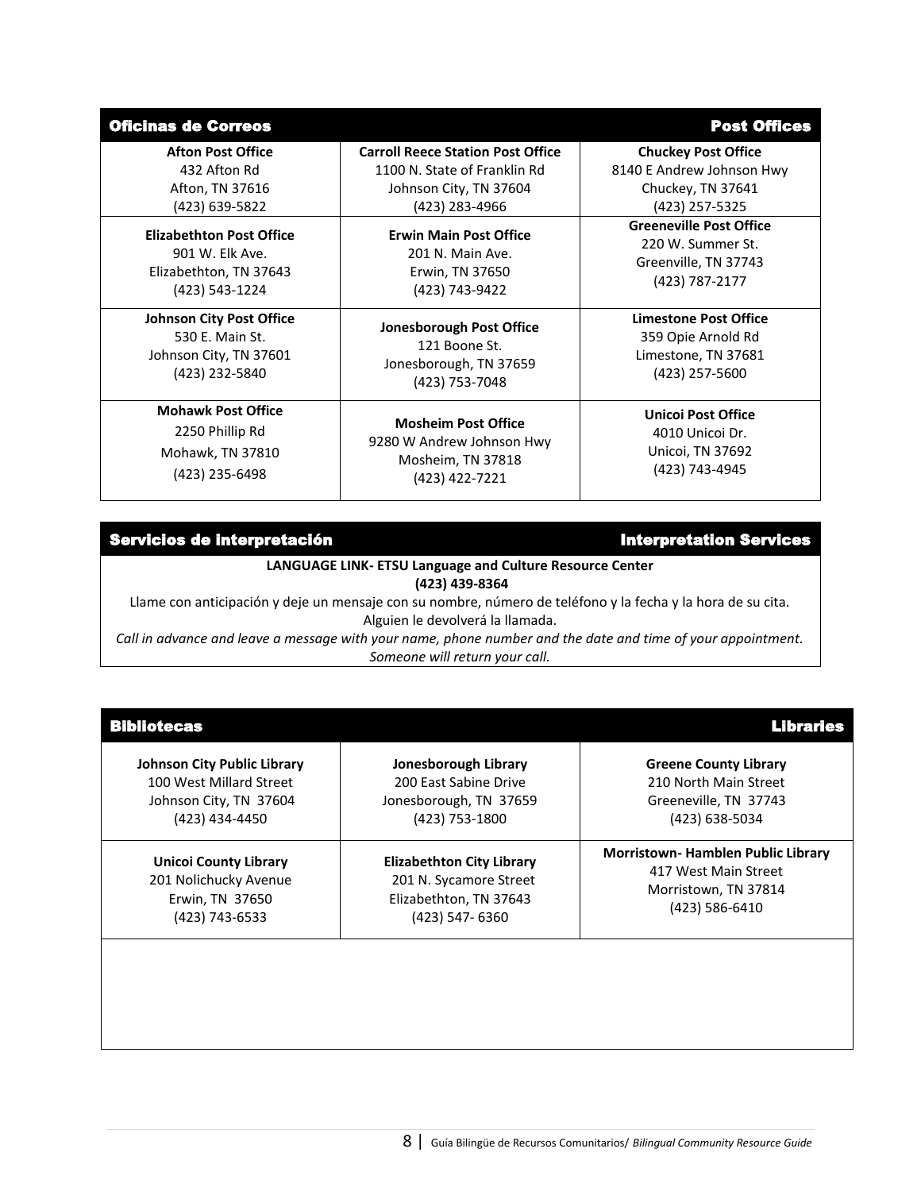## Oficinas de Correos — Post Offices

| | | |
|---|---|---|
| **Afton Post Office**<br>432 Afton Rd<br>Afton, TN 37616<br>(423) 639-5822 | **Carroll Reece Station Post Office**<br>1100 N. State of Franklin Rd<br>Johnson City, TN 37604<br>(423) 283-4966 | **Chuckey Post Office**<br>8140 E Andrew Johnson Hwy<br>Chuckey, TN 37641<br>(423) 257-5325 |
| **Elizabethton Post Office**<br>901 W. Elk Ave.<br>Elizabethton, TN 37643<br>(423) 543-1224 | **Erwin Main Post Office**<br>201 N. Main Ave.<br>Erwin, TN 37650<br>(423) 743-9422 | **Greeneville Post Office**<br>220 W. Summer St.<br>Greenville, TN 37743<br>(423) 787-2177 |
| **Johnson City Post Office**<br>530 E. Main St.<br>Johnson City, TN 37601<br>(423) 232-5840 | **Jonesborough Post Office**<br>121 Boone St.<br>Jonesborough, TN 37659<br>(423) 753-7048 | **Limestone Post Office**<br>359 Opie Arnold Rd<br>Limestone, TN 37681<br>(423) 257-5600 |
| **Mohawk Post Office**<br>2250 Phillip Rd<br>Mohawk, TN 37810<br>(423) 235-6498 | **Mosheim Post Office**<br>9280 W Andrew Johnson Hwy<br>Mosheim, TN 37818<br>(423) 422-7221 | **Unicoi Post Office**<br>4010 Unicoi Dr.<br>Unicoi, TN 37692<br>(423) 743-4945 |

## Servicios de interpretación — Interpretation Services

**LANGUAGE LINK- ETSU Language and Culture Resource Center**
**(423) 439-8364**

Llame con anticipación y deje un mensaje con su nombre, número de teléfono y la fecha y la hora de su cita. Alguien le devolverá la llamada.

*Call in advance and leave a message with your name, phone number and the date and time of your appointment. Someone will return your call.*

## Bibliotecas — Libraries

| | | |
|---|---|---|
| **Johnson City Public Library**<br>100 West Millard Street<br>Johnson City, TN 37604<br>(423) 434-4450 | **Jonesborough Library**<br>200 East Sabine Drive<br>Jonesborough, TN 37659<br>(423) 753-1800 | **Greene County Library**<br>210 North Main Street<br>Greeneville, TN 37743<br>(423) 638-5034 |
| **Unicoi County Library**<br>201 Nolichucky Avenue<br>Erwin, TN 37650<br>(423) 743-6533 | **Elizabethton City Library**<br>201 N. Sycamore Street<br>Elizabethton, TN 37643<br>(423) 547- 6360 | **Morristown- Hamblen Public Library**<br>417 West Main Street<br>Morristown, TN 37814<br>(423) 586-6410 |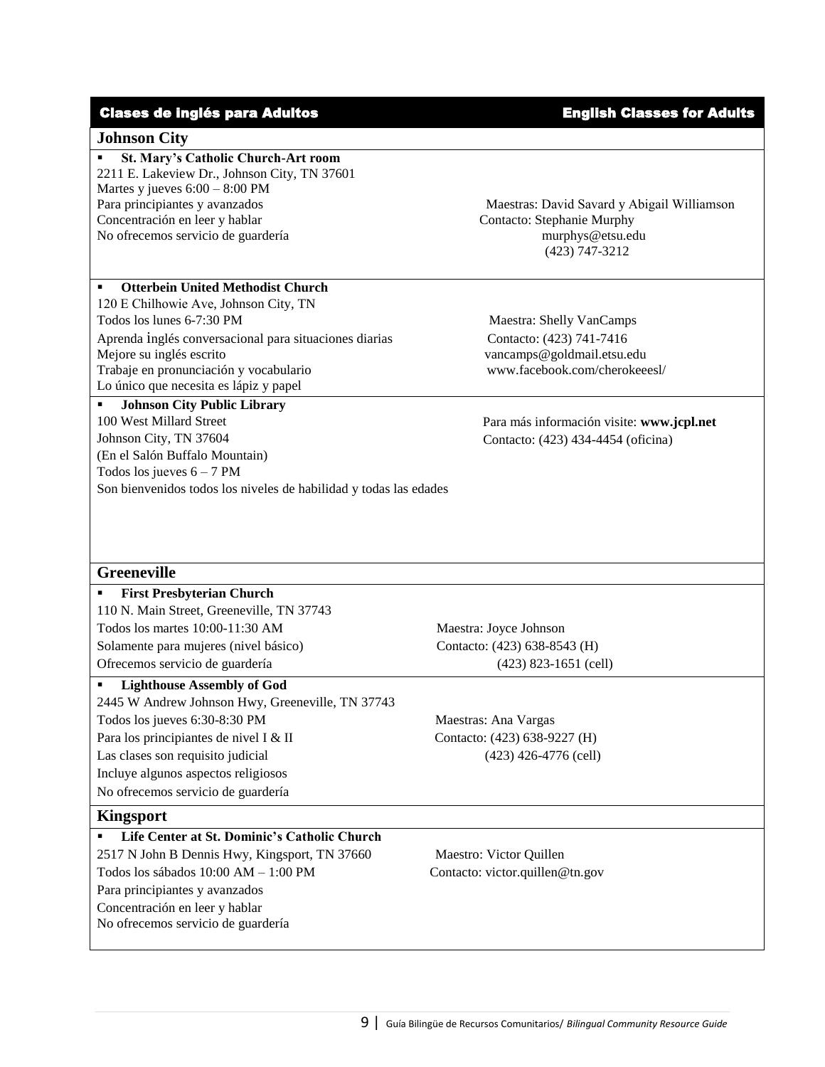## Clases de inglés para Adultos — English Classes for Adults

### Johnson City

- **St. Mary's Catholic Church-Art room**

2211 E. Lakeview Dr., Johnson City, TN 37601
Martes y jueves 6:00 – 8:00 PM
Para principiantes y avanzados
Concentración en leer y hablar
No ofrecemos servicio de guardería

Maestras: David Savard y Abigail Williamson
Contacto: Stephanie Murphy
murphys@etsu.edu
(423) 747-3212

- **Otterbein United Methodist Church**

120 E Chilhowie Ave, Johnson City, TN
Todos los lunes 6-7:30 PM
Aprenda inglés conversacional para situaciones diarias
Mejore su inglés escrito
Trabaje en pronunciación y vocabulario
Lo único que necesita es lápiz y papel

Maestra: Shelly VanCamps
Contacto: (423) 741-7416
vancamps@goldmail.etsu.edu
www.facebook.com/cherokeeesl/

- **Johnson City Public Library**

100 West Millard Street
Johnson City, TN 37604
(En el Salón Buffalo Mountain)
Todos los jueves 6 – 7 PM
Son bienvenidos todos los niveles de habilidad y todas las edades

Para más información visite: **www.jcpl.net**
Contacto: (423) 434-4454 (oficina)

### Greeneville

- **First Presbyterian Church**

110 N. Main Street, Greeneville, TN 37743
Todos los martes 10:00-11:30 AM
Solamente para mujeres (nivel básico)
Ofrecemos servicio de guardería

Maestra: Joyce Johnson
Contacto: (423) 638-8543 (H)
(423) 823-1651 (cell)

- **Lighthouse Assembly of God**

2445 W Andrew Johnson Hwy, Greeneville, TN 37743
Todos los jueves 6:30-8:30 PM
Para los principiantes de nivel I & II
Las clases son requisito judicial
Incluye algunos aspectos religiosos
No ofrecemos servicio de guardería

Maestras: Ana Vargas
Contacto: (423) 638-9227 (H)
(423) 426-4776 (cell)

### Kingsport

- **Life Center at St. Dominic's Catholic Church**

2517 N John B Dennis Hwy, Kingsport, TN 37660
Todos los sábados 10:00 AM – 1:00 PM
Para principiantes y avanzados
Concentración en leer y hablar
No ofrecemos servicio de guardería

Maestro: Victor Quillen
Contacto: victor.quillen@tn.gov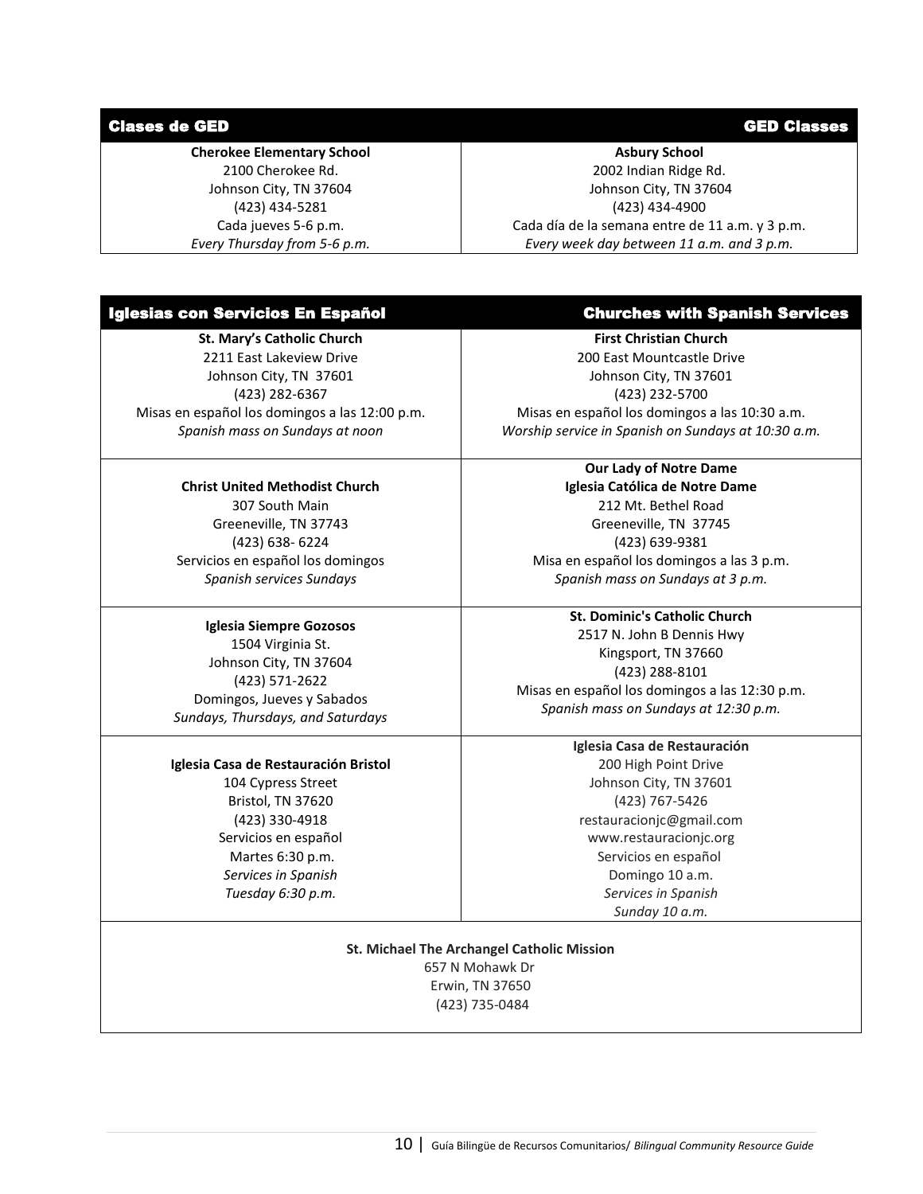| Clases de GED | GED Classes |
|---|---|
| **Cherokee Elementary School**<br>2100 Cherokee Rd.<br>Johnson City, TN 37604<br>(423) 434-5281<br>Cada jueves 5-6 p.m.<br>*Every Thursday from 5-6 p.m.* | **Asbury School**<br>2002 Indian Ridge Rd.<br>Johnson City, TN 37604<br>(423) 434-4900<br>Cada día de la semana entre de 11 a.m. y 3 p.m.<br>*Every week day between 11 a.m. and 3 p.m.* |

| Iglesias con Servicios En Español | Churches with Spanish Services |
|---|---|
| **St. Mary's Catholic Church**<br>2211 East Lakeview Drive<br>Johnson City, TN 37601<br>(423) 282-6367<br>Misas en español los domingos a las 12:00 p.m.<br>*Spanish mass on Sundays at noon* | **First Christian Church**<br>200 East Mountcastle Drive<br>Johnson City, TN 37601<br>(423) 232-5700<br>Misas en español los domingos a las 10:30 a.m.<br>*Worship service in Spanish on Sundays at 10:30 a.m.* |
| **Christ United Methodist Church**<br>307 South Main<br>Greeneville, TN 37743<br>(423) 638- 6224<br>Servicios en español los domingos<br>*Spanish services Sundays* | **Our Lady of Notre Dame**<br>**Iglesia Católica de Notre Dame**<br>212 Mt. Bethel Road<br>Greeneville, TN 37745<br>(423) 639-9381<br>Misa en español los domingos a las 3 p.m.<br>*Spanish mass on Sundays at 3 p.m.* |
| **Iglesia Siempre Gozosos**<br>1504 Virginia St.<br>Johnson City, TN 37604<br>(423) 571-2622<br>Domingos, Jueves y Sabados<br>*Sundays, Thursdays, and Saturdays* | **St. Dominic's Catholic Church**<br>2517 N. John B Dennis Hwy<br>Kingsport, TN 37660<br>(423) 288-8101<br>Misas en español los domingos a las 12:30 p.m.<br>*Spanish mass on Sundays at 12:30 p.m.* |
| **Iglesia Casa de Restauración Bristol**<br>104 Cypress Street<br>Bristol, TN 37620<br>(423) 330-4918<br>Servicios en español<br>Martes 6:30 p.m.<br>*Services in Spanish*<br>*Tuesday 6:30 p.m.* | **Iglesia Casa de Restauración**<br>200 High Point Drive<br>Johnson City, TN 37601<br>(423) 767-5426<br>restauracionjc@gmail.com<br>www.restauracionjc.org<br>Servicios en español<br>Domingo 10 a.m.<br>*Services in Spanish*<br>*Sunday 10 a.m.* |
| **St. Michael The Archangel Catholic Mission**<br>657 N Mohawk Dr<br>Erwin, TN 37650<br>(423) 735-0484 | |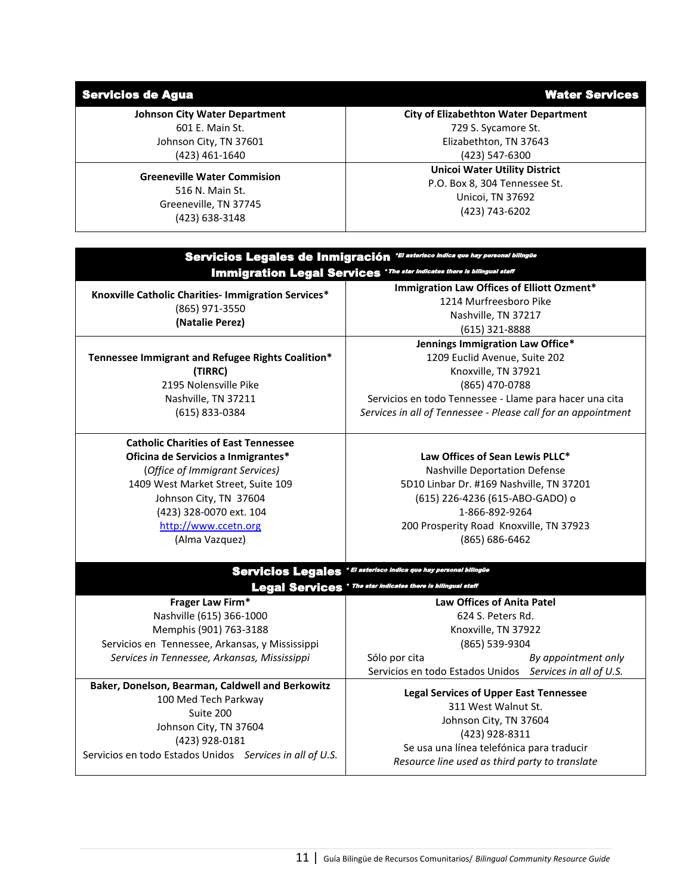| Servicios de Agua | Water Services |
|---|---|
| **Johnson City Water Department**<br>601 E. Main St.<br>Johnson City, TN 37601<br>(423) 461-1640 | **City of Elizabethton Water Department**<br>729 S. Sycamore St.<br>Elizabethton, TN 37643<br>(423) 547-6300 |
| **Greeneville Water Commision**<br>516 N. Main St.<br>Greeneville, TN 37745<br>(423) 638-3148 | **Unicoi Water Utility District**<br>P.O. Box 8, 304 Tennessee St.<br>Unicoi, TN 37692<br>(423) 743-6202 |

| Servicios Legales de Inmigración *El asterisco indica que hay personal bilingüe<br>Immigration Legal Services *The star indicates there is bilingual staff | |
|---|---|
| **Knoxville Catholic Charities- Immigration Services***<br>(865) 971-3550<br>**(Natalie Perez)** | **Immigration Law Offices of Elliott Ozment***<br>1214 Murfreesboro Pike<br>Nashville, TN 37217<br>(615) 321-8888 |
| **Tennessee Immigrant and Refugee Rights Coalition* (TIRRC)**<br>2195 Nolensville Pike<br>Nashville, TN 37211<br>(615) 833-0384 | **Jennings Immigration Law Office***<br>1209 Euclid Avenue, Suite 202<br>Knoxville, TN 37921<br>(865) 470-0788<br>Servicios en todo Tennessee - Llame para hacer una cita<br>*Services in all of Tennessee - Please call for an appointment* |
| **Catholic Charities of East Tennessee**<br>**Oficina de Servicios a Inmigrantes***<br>(*Office of Immigrant Services)*<br>1409 West Market Street, Suite 109<br>Johnson City, TN 37604<br>(423) 328-0070 ext. 104<br>http://www.ccetn.org<br>(Alma Vazquez) | **Law Offices of Sean Lewis PLLC***<br>Nashville Deportation Defense<br>5D10 Linbar Dr. #169 Nashville, TN 37201<br>(615) 226-4236 (615-ABO-GADO) o<br>1-866-892-9264<br>200 Prosperity Road Knoxville, TN 37923<br>(865) 686-6462 |

| Servicios Legales * El asterisco indica que hay personal bilingüe<br>Legal Services * The star indicates there is bilingual staff | |
|---|---|
| **Frager Law Firm***<br>Nashville (615) 366-1000<br>Memphis (901) 763-3188<br>Servicios en Tennessee, Arkansas, y Mississippi<br>*Services in Tennessee, Arkansas, Mississippi* | **Law Offices of Anita Patel**<br>624 S. Peters Rd.<br>Knoxville, TN 37922<br>(865) 539-9304<br>Sólo por cita *By appointment only*<br>Servicios en todo Estados Unidos *Services in all of U.S.* |
| **Baker, Donelson, Bearman, Caldwell and Berkowitz**<br>100 Med Tech Parkway<br>Suite 200<br>Johnson City, TN 37604<br>(423) 928-0181<br>Servicios en todo Estados Unidos *Services in all of U.S.* | **Legal Services of Upper East Tennessee**<br>311 West Walnut St.<br>Johnson City, TN 37604<br>(423) 928-8311<br>Se usa una línea telefónica para traducir<br>*Resource line used as third party to translate* |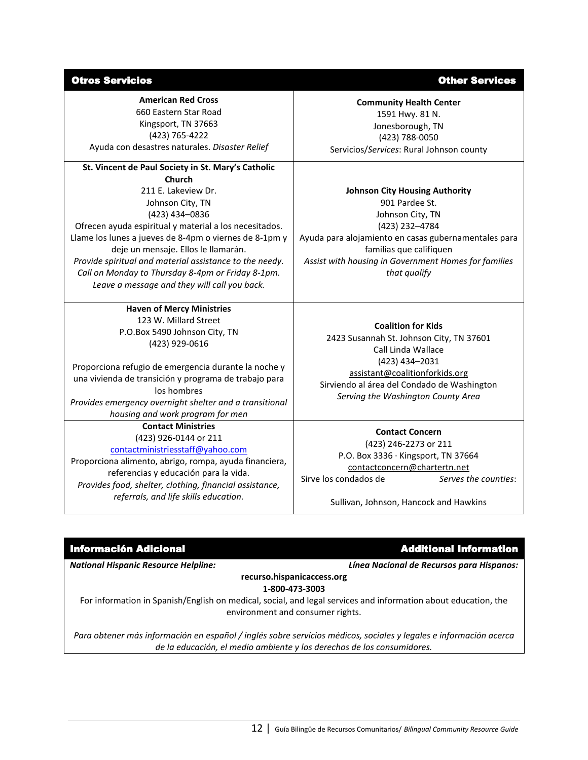| Otros Servicios | Other Services |
|---|---|
| **American Red Cross**<br>660 Eastern Star Road<br>Kingsport, TN 37663<br>(423) 765-4222<br>Ayuda con desastres naturales. *Disaster Relief* | **Community Health Center**<br>1591 Hwy. 81 N.<br>Jonesborough, TN<br>(423) 788-0050<br>Servicios/*Services*: Rural Johnson county |
| **St. Vincent de Paul Society in St. Mary's Catholic Church**<br>211 E. Lakeview Dr.<br>Johnson City, TN<br>(423) 434–0836<br>Ofrecen ayuda espiritual y material a los necesitados. Llame los lunes a jueves de 8-4pm o viernes de 8-1pm y deje un mensaje. Ellos le llamarán.<br>*Provide spiritual and material assistance to the needy. Call on Monday to Thursday 8-4pm or Friday 8-1pm. Leave a message and they will call you back.* | **Johnson City Housing Authority**<br>901 Pardee St.<br>Johnson City, TN<br>(423) 232–4784<br>Ayuda para alojamiento en casas gubernamentales para familias que califiquen<br>*Assist with housing in Government Homes for families that qualify* |
| **Haven of Mercy Ministries**<br>123 W. Millard Street<br>P.O.Box 5490 Johnson City, TN<br>(423) 929-0616<br><br>Proporciona refugio de emergencia durante la noche y una vivienda de transición y programa de trabajo para los hombres<br>*Provides emergency overnight shelter and a transitional housing and work program for men* | **Coalition for Kids**<br>2423 Susannah St. Johnson City, TN 37601<br>Call Linda Wallace<br>(423) 434–2031<br>assistant@coalitionforkids.org<br>Sirviendo al área del Condado de Washington<br>*Serving the Washington County Area* |
| **Contact Ministries**<br>(423) 926-0144 or 211<br>contactministriesstaff@yahoo.com<br>Proporciona alimento, abrigo, rompa, ayuda financiera, referencias y educación para la vida.<br>*Provides food, shelter, clothing, financial assistance, referrals, and life skills education.* | **Contact Concern**<br>(423) 246-2273 or 211<br>P.O. Box 3336 · Kingsport, TN 37664<br>contactconcern@chartertn.net<br>Sirve los condados de *Serves the counties*:<br><br>Sullivan, Johnson, Hancock and Hawkins |

## Información Adicional / Additional Information

***National Hispanic Resource Helpline:*** ***Línea Nacional de Recursos para Hispanos:***

**recurso.hispanicaccess.org**

**1-800-473-3003**

For information in Spanish/English on medical, social, and legal services and information about education, the environment and consumer rights.

*Para obtener más información en español / inglés sobre servicios médicos, sociales y legales e información acerca de la educación, el medio ambiente y los derechos de los consumidores.*